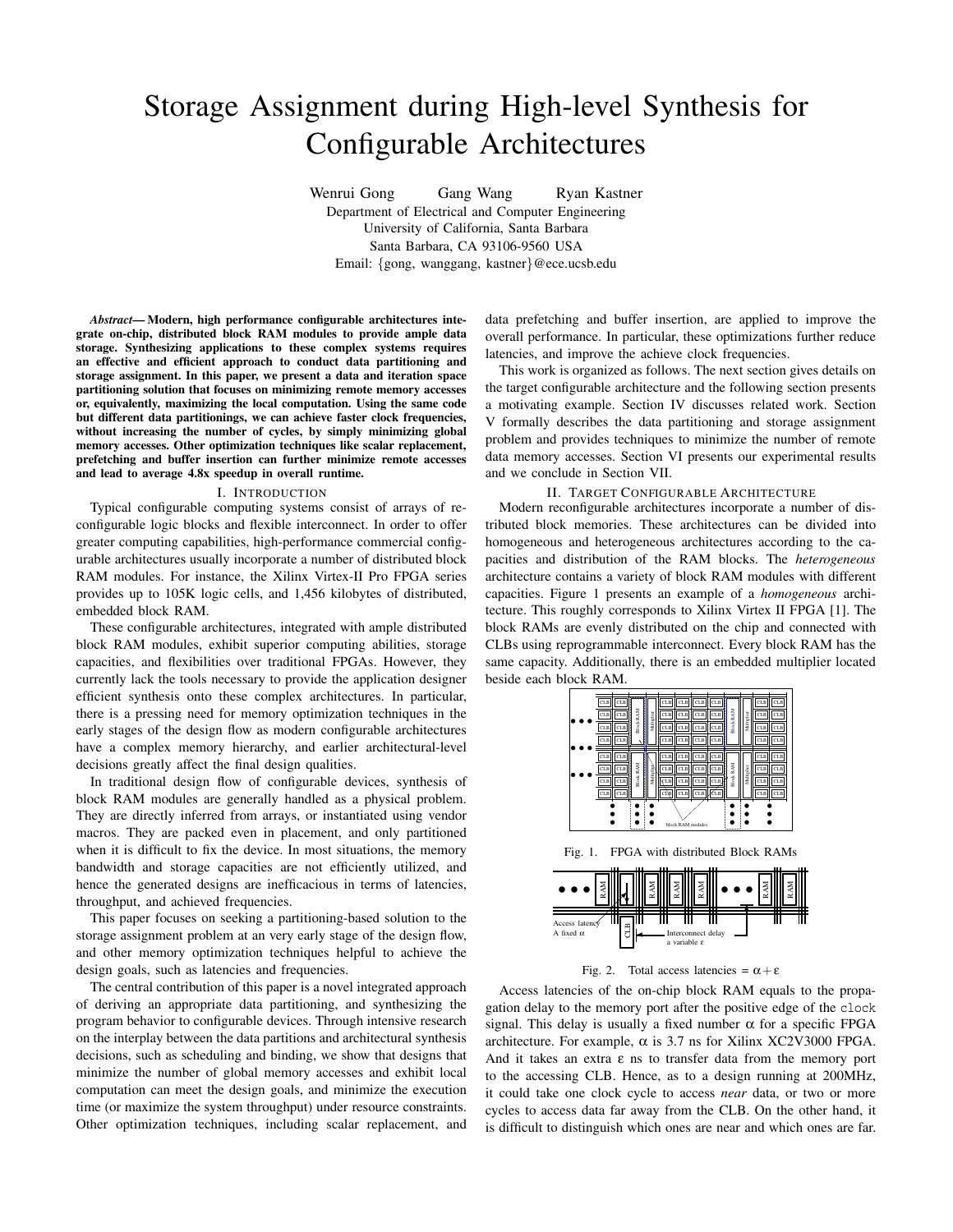# Storage Assignment during High-level Synthesis for Configurable Architectures

Wenrui Gong  Gang Wang  Ryan Kastner

Department of Electrical and Computer Engineering
University of California, Santa Barbara
Santa Barbara, CA 93106-9560 USA
Email: {gong, wanggang, kastner}@ece.ucsb.edu

***Abstract*— Modern, high performance configurable architectures integrate on-chip, distributed block RAM modules to provide ample data storage. Synthesizing applications to these complex systems requires an effective and efficient approach to conduct data partitioning and storage assignment. In this paper, we present a data and iteration space partitioning solution that focuses on minimizing remote memory accesses or, equivalently, maximizing the local computation. Using the same code but different data partitionings, we can achieve faster clock frequencies, without increasing the number of cycles, by simply minimizing global memory accesses. Other optimization techniques like scalar replacement, prefetching and buffer insertion can further minimize remote accesses and lead to average 4.8x speedup in overall runtime.**

## I. Introduction

Typical configurable computing systems consist of arrays of reconfigurable logic blocks and flexible interconnect. In order to offer greater computing capabilities, high-performance commercial configurable architectures usually incorporate a number of distributed block RAM modules. For instance, the Xilinx Virtex-II Pro FPGA series provides up to 105K logic cells, and 1,456 kilobytes of distributed, embedded block RAM.

These configurable architectures, integrated with ample distributed block RAM modules, exhibit superior computing abilities, storage capacities, and flexibilities over traditional FPGAs. However, they currently lack the tools necessary to provide the application designer efficient synthesis onto these complex architectures. In particular, there is a pressing need for memory optimization techniques in the early stages of the design flow as modern configurable architectures have a complex memory hierarchy, and earlier architectural-level decisions greatly affect the final design qualities.

In traditional design flow of configurable devices, synthesis of block RAM modules are generally handled as a physical problem. They are directly inferred from arrays, or instantiated using vendor macros. They are packed even in placement, and only partitioned when it is difficult to fix the device. In most situations, the memory bandwidth and storage capacities are not efficiently utilized, and hence the generated designs are inefficacious in terms of latencies, throughput, and achieved frequencies.

This paper focuses on seeking a partitioning-based solution to the storage assignment problem at an very early stage of the design flow, and other memory optimization techniques helpful to achieve the design goals, such as latencies and frequencies.

The central contribution of this paper is a novel integrated approach of deriving an appropriate data partitioning, and synthesizing the program behavior to configurable devices. Through intensive research on the interplay between the data partitions and architectural synthesis decisions, such as scheduling and binding, we show that designs that minimize the number of global memory accesses and exhibit local computation can meet the design goals, and minimize the execution time (or maximize the system throughput) under resource constraints. Other optimization techniques, including scalar replacement, and data prefetching and buffer insertion, are applied to improve the overall performance. In particular, these optimizations further reduce latencies, and improve the achieve clock frequencies.

This work is organized as follows. The next section gives details on the target configurable architecture and the following section presents a motivating example. Section IV discusses related work. Section V formally describes the data partitioning and storage assignment problem and provides techniques to minimize the number of remote data memory accesses. Section VI presents our experimental results and we conclude in Section VII.

## II. Target Configurable Architecture

Modern reconfigurable architectures incorporate a number of distributed block memories. These architectures can be divided into homogeneous and heterogeneous architectures according to the capacities and distribution of the RAM blocks. The *heterogeneous* architecture contains a variety of block RAM modules with different capacities. Figure 1 presents an example of a *homogeneous* architecture. This roughly corresponds to Xilinx Virtex II FPGA [1]. The block RAMs are evenly distributed on the chip and connected with CLBs using reprogrammable interconnect. Every block RAM has the same capacity. Additionally, there is an embedded multiplier located beside each block RAM.

Fig. 1. FPGA with distributed Block RAMs

Access latency
A fixed $\alpha$
Interconnect delay
a variable $\varepsilon$

Fig. 2. Total access latencies = $\alpha + \varepsilon$

Access latencies of the on-chip block RAM equals to the propagation delay to the memory port after the positive edge of the `clock` signal. This delay is usually a fixed number $\alpha$ for a specific FPGA architecture. For example, $\alpha$ is 3.7 ns for Xilinx XC2V3000 FPGA. And it takes an extra $\varepsilon$ ns to transfer data from the memory port to the accessing CLB. Hence, as to a design running at 200MHz, it could take one clock cycle to access *near* data, or two or more cycles to access data far away from the CLB. On the other hand, it is difficult to distinguish which ones are near and which ones are far.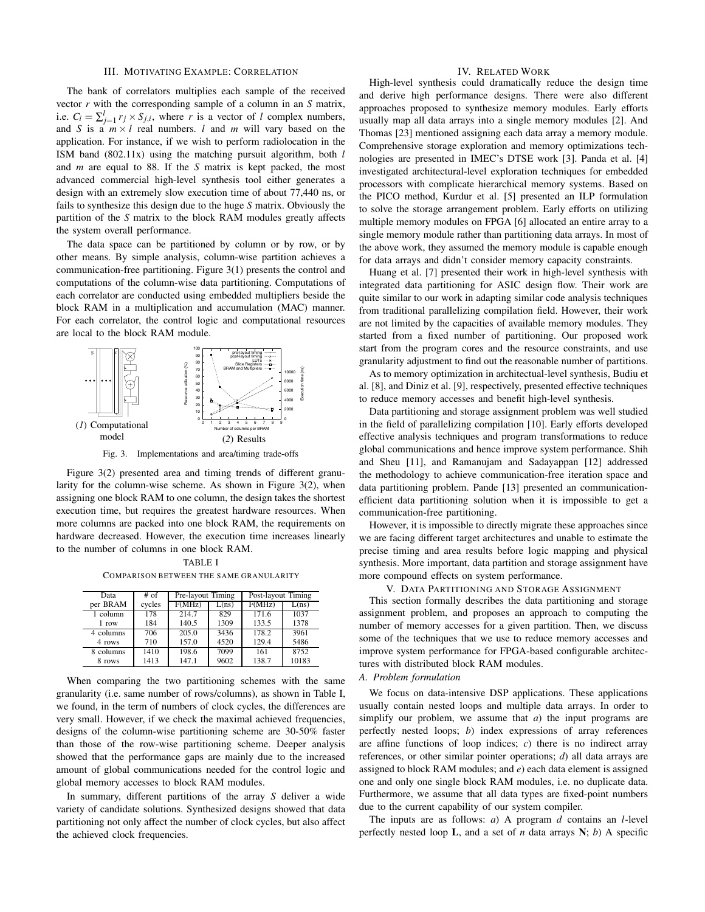## III. Motivating Example: Correlation

The bank of the correlators multiplies each sample of the received vector $r$ with the corresponding sample of a column in an $S$ matrix, i.e. $C_i = \sum_{j=1}^{l} r_j \times S_{j,i}$, where $r$ is a vector of $l$ complex numbers, and $S$ is a $m \times l$ real numbers. $l$ and $m$ will vary based on the application. For instance, if we wish to perform radiolocation in the ISM band (802.11x) using the matching pursuit algorithm, both $l$ and $m$ are equal to 88. If the $S$ matrix is kept packed, the most advanced commercial high-level synthesis tool either generates a design with an extremely slow execution time of about 77,440 ns, or fails to synthesize this design due to the huge $S$ matrix. Obviously the partition of the $S$ matrix to the block RAM modules greatly affects the system overall performance.

The data space can be partitioned by column or by row, or by other means. By simple analysis, column-wise partition achieves a communication-free partitioning. Figure 3(1) presents the control and computations of the column-wise data partitioning. Computations of each correlator are conducted using embedded multipliers beside the block RAM in a multiplication and accumulation (MAC) manner. For each correlator, the control logic and computational resources are local to the block RAM module.

(*1*) Computational model

(*2*) Results

Fig. 3. Implementations and area/timing trade-offs

Figure 3(2) presented area and timing trends of different granularity for the column-wise scheme. As shown in Figure 3(2), when assigning one block RAM to one column, the design takes the shortest execution time, but requires the greatest hardware resources. When more columns are packed into one block RAM, the requirements on hardware decreased. However, the execution time increases linearly to the number of columns in one block RAM.

TABLE I

Comparison between the same granularity

| Data per BRAM | # of cycles | Pre-layout Timing | | Post-layout Timing | |
|---|---|---|---|---|---|
| | | F(MHz) | L(ns) | F(MHz) | L(ns) |
| 1 column | 178 | 214.7 | 829 | 171.6 | 1037 |
| 1 row | 184 | 140.5 | 1309 | 133.5 | 1378 |
| 4 columns | 706 | 205.0 | 3436 | 178.2 | 3961 |
| 4 rows | 710 | 157.0 | 4520 | 129.4 | 5486 |
| 8 columns | 1410 | 198.6 | 7099 | 161 | 8752 |
| 8 rows | 1413 | 147.1 | 9602 | 138.7 | 10183 |

When comparing the two partitioning schemes with the same granularity (i.e. same number of rows/columns), as shown in Table I, we found, in the term of numbers of clock cycles, the differences are very small. However, if we check the maximal achieved frequencies, designs of the column-wise partitioning scheme are 30-50% faster than those of the row-wise partitioning scheme. Deeper analysis showed that the performance gaps are mainly due to the increased amount of global communications needed for the control logic and global memory accesses to block RAM modules.

In summary, different partitions of the array $S$ deliver a wide variety of candidate solutions. Synthesized designs showed that data partitioning not only affect the number of clock cycles, but also affect the achieved clock frequencies.

## IV. Related Work

High-level synthesis could dramatically reduce the design time and derive high performance designs. There were also different approaches proposed to synthesize memory modules. Early efforts usually map all data arrays into a single memory modules [2]. And Thomas [23] mentioned assigning each data array a memory module. Comprehensive storage exploration and memory optimizations technologies are presented in IMEC's DTSE work [3]. Panda et al. [4] investigated architectural-level exploration techniques for embedded processors with complicate hierarchical memory systems. Based on the PICO method, Kurdur et al. [5] presented an ILP formulation to solve the storage arrangement problem. Early efforts on utilizing multiple memory modules on FPGA [6] allocated an entire array to a single memory module rather than partitioning data arrays. In most of the above work, they assumed the memory module is capable enough for data arrays and didn't consider memory capacity constraints.

Huang et al. [7] presented their work in high-level synthesis with integrated data partitioning for ASIC design flow. Their work are quite similar to our work in adapting similar code analysis techniques from traditional parallelizing compilation field. However, their work are not limited by the capacities of available memory modules. They started from a fixed number of partitioning. Our proposed work start from the program cores and the resource constraints, and use granularity adjustment to find out the reasonable number of partitions.

As to memory optimization in architectual-level synthesis, Budiu et al. [8], and Diniz et al. [9], respectively, presented effective techniques to reduce memory accesses and benefit high-level synthesis.

Data partitioning and storage assignment problem was well studied in the field of parallelizing compilation [10]. Early efforts developed effective analysis techniques and program transformations to reduce global communications and hence improve system performance. Shih and Sheu [11], and Ramanujam and Sadayappan [12] addressed the methodology to achieve communication-free iteration space and data partitioning problem. Pande [13] presented an communication-efficient data partitioning solution when it is impossible to get a communication-free partitioning.

However, it is impossible to directly migrate these approaches since we are facing different target architectures and unable to estimate the precise timing and area results before logic mapping and physical synthesis. More important, data partition and storage assignment have more compound effects on system performance.

## V. Data Partitioning and Storage Assignment

This section formally describes the data partitioning and storage assignment problem, and proposes an approach to computing the number of memory accesses for a given partition. Then, we discuss some of the techniques that we use to reduce memory accesses and improve system performance for FPGA-based configurable architectures with distributed block RAM modules.

### *A. Problem formulation*

We focus on data-intensive DSP applications. These applications usually contain nested loops and multiple data arrays. In order to simplify our problem, we assume that *a*) the input programs are perfectly nested loops; *b*) index expressions of array references are affine functions of loop indices; *c*) there is no indirect array references, or other similar pointer operations; *d*) all data arrays are assigned to block RAM modules; and *e*) each data element is assigned one and only one single block RAM modules, i.e. no duplicate data. Furthermore, we assume that all data types are fixed-point numbers due to the current capability of our system compiler.

The inputs are as follows: *a*) A program $d$ contains an $l$-level perfectly nested loop $\mathbf{L}$, and a set of $n$ data arrays $\mathbf{N}$; *b*) A specific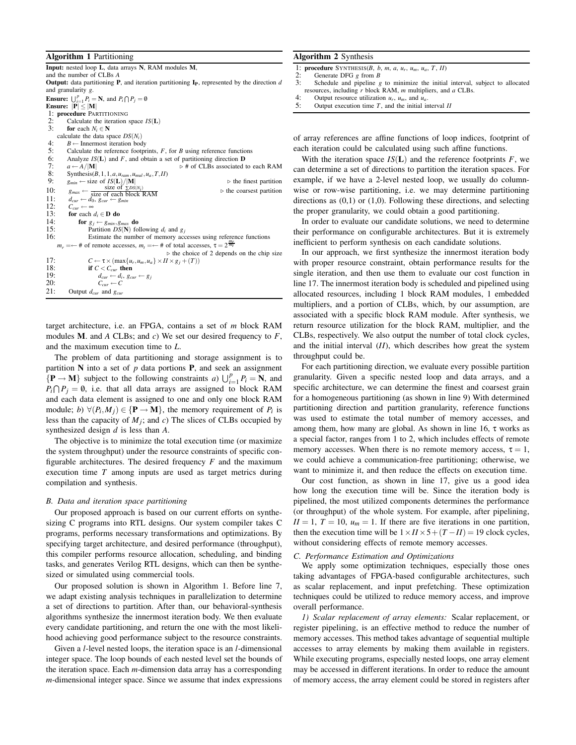**Algorithm 1** Partitioning

```
Input: nested loop L, data arrays N, RAM modules M,
and the number of CLBs A
Output: data partitioning P, and iteration partitioning I_P, represented by the direction d
and granularity g.
Ensure: ∪_{i=1}^{p} P_i = N, and P_i ∩ P_j = ∅
Ensure: |P| ≤ |M|
 1: procedure PARTITIONING
 2:     Calculate the iteration space IS(L)
 3:     for each N_i ∈ N
        calculate the data space DS(N_i)
 4:     B ← Innermost iteration body
 5:     Calculate the reference footprints, F, for B using reference functions
 6:     Analyze IS(L) and F, and obtain a set of partitioning direction D
 7:     a ← A/|M|                                ▷ # of CLBs associated to each RAM
 8:     Synthesis(B, 1, 1, a, u_ram, u_mul, u_a, T, II)
 9:     g_min ← size of IS(L)/|M|                              ▷ the finest partition
10:     g_max ← size of ΣDS(N_i) / size of each block RAM     ▷ the coarsest partition
11:     d_cur ← d_0, g_cur ← g_min
12:     C_cur ← ∞
13:     for each d_i ∈ D do
14:         for g_j ← g_min, g_max do
15:             Partition DS(N) following d_i and g_j
16:             Estimate the number of memory accesses using reference functions
        m_r =← # of remote accesses, m_t =← # of total accesses, τ = 2^{m_r/m_t}
                                         ▷ the choice of 2 depends on the chip size
17:             C ← τ × (max{u_r, u_m, u_a} × II × g_j + (T))
18:             if C < C_cur then
19:                 d_cur ← d_i, g_cur ← g_j
20:                 C_cur ← C
21:     Output d_cur and g_cur
```

target architecture, i.e. an FPGA, contains a set of $m$ block RAM modules $\mathbf{M}$. and $A$ CLBs; and *c)* We set our desired frequency to $F$, and the maximum execution time to $L$.

The problem of data partitioning and storage assignment is to partition $\mathbf{N}$ into a set of $p$ data portions $\mathbf{P}$, and seek an assignment $\{\mathbf{P} \rightarrow \mathbf{M}\}$ subject to the following constraints *a)* $\bigcup_{i=1}^{p} P_i = \mathbf{N}$, and $P_i \bigcap P_j = \emptyset$, i.e. that all data arrays are assigned to block RAM and each data element is assigned to one and only one block RAM module; *b)* $\forall (P_i, M_j) \in \{\mathbf{P} \rightarrow \mathbf{M}\}$, the memory requirement of $P_i$ is less than the capacity of $M_j$; and *c)* The slices of CLBs occupied by synthesized design $d$ is less than $A$.

The objective is to minimize the total execution time (or maximize the system throughput) under the resource constraints of specific configurable architectures. The desired frequency $F$ and the maximum execution time $T$ among inputs are used as target metrics during compilation and synthesis.

### *B. Data and iteration space partitioning*

Our proposed approach is based on our current efforts on synthesizing C programs into RTL designs. Our system compiler takes C programs, performs necessary transformations and optimizations. By specifying target architecture, and desired performance (throughput), this compiler performs resource allocation, scheduling, and binding tasks, and generates Verilog RTL designs, which can then be synthesized or simulated using commercial tools.

Our proposed solution is shown in Algorithm 1. Before line 7, we adapt existing analysis techniques in parallelization to determine a set of directions to partition. After than, our behavioral-synthesis algorithms synthesize the innermost iteration body. We then evaluate every candidate partitioning, and return the one with the most likelihood achieving good performance subject to the resource constraints.

Given a $l$-level nested loops, the iteration space is an $l$-dimensional integer space. The loop bounds of each nested level set the bounds of the iteration space. Each $m$-dimension data array has a corresponding $m$-dimensional integer space. Since we assume that index expressions

**Algorithm 2** Synthesis

```
1: procedure SYNTHESIS(B, b, m, a, u_r, u_m, u_a, T, II)
2:     Generate DFG g from B
3:     Schedule and pipeline g to minimize the initial interval, subject to allocated
   resources, including r block RAM, m multipliers, and a CLBs.
4:     Output resource utilization u_r, u_m, and u_a.
5:     Output execution time T, and the initial interval II
```

of array references are affine functions of loop indices, footprint of each iteration could be calculated using such affine functions.

With the iteration space $IS(\mathbf{L})$ and the reference footprints $F$, we can determine a set of directions to partition the iteration spaces. For example, if we have a 2-level nested loop, we usually do column-wise or row-wise partitioning, i.e. we may determine partitioning directions as (0,1) or (1,0). Following these directions, and selecting the proper granularity, we could obtain a good partitioning.

In order to evaluate our candidate solutions, we need to determine their performance on configurable architectures. But it is extremely inefficient to perform synthesis on each candidate solutions.

In our approach, we first synthesize the innermost iteration body with proper resource constraint, obtain performance results for the single iteration, and then use them to evaluate our cost function in line 17. The innermost iteration body is scheduled and pipelined using allocated resources, including 1 block RAM modules, 1 embedded multipliers, and a portion of CLBs, which, by our assumption, are associated with a specific block RAM module. After synthesis, we return resource utilization for the block RAM, multiplier, and the CLBs, respectively. We also output the number of total clock cycles, and the initial interval ($II$), which describes how great the system throughput could be.

For each partitioning direction, we evaluate every possible partition granularity. Given a specific nested loop and data arrays, and a specific architecture, we can determine the finest and coarsest grain for a homogeneous partitioning (as shown in line 9) With determined partitioning direction and partition granularity, reference functions was used to estimate the total number of memory accesses, and among them, how many are global. As shown in line 16, $\tau$ works as a special factor, ranges from 1 to 2, which includes effects of remote memory accesses. When there is no remote memory access, $\tau = 1$, we could achieve a communication-free partitioning; otherwise, we want to minimize it, and then reduce the effects on execution time.

Our cost function, as shown in line 17, give us a good idea how long the execution time will be. Since the iteration body is pipelined, the most utilized components determines the performance (or throughput) of the whole system. For example, after pipelining, $II = 1$, $T = 10$, $u_m = 1$. If there are five iterations in one partition, then the execution time will be $1 \times II \times 5 + (T - II) = 19$ clock cycles, without considering effects of remote memory accesses.

### *C. Performance Estimation and Optimizations*

We apply some optimization techniques, especially those ones taking advantages of FPGA-based configurable architectures, such as scalar replacement, and input prefetching. These optimization techniques could be utilized to reduce memory access, and improve overall performance.

*1) Scalar replacement of array elements:* Scalar replacement, or register pipelining, is an effective method to reduce the number of memory accesses. This method takes advantage of sequential multiple accesses to array elements by making them available in registers. While executing programs, especially nested loops, one array element may be accessed in different iterations. In order to reduce the amount of memory access, the array element could be stored in registers after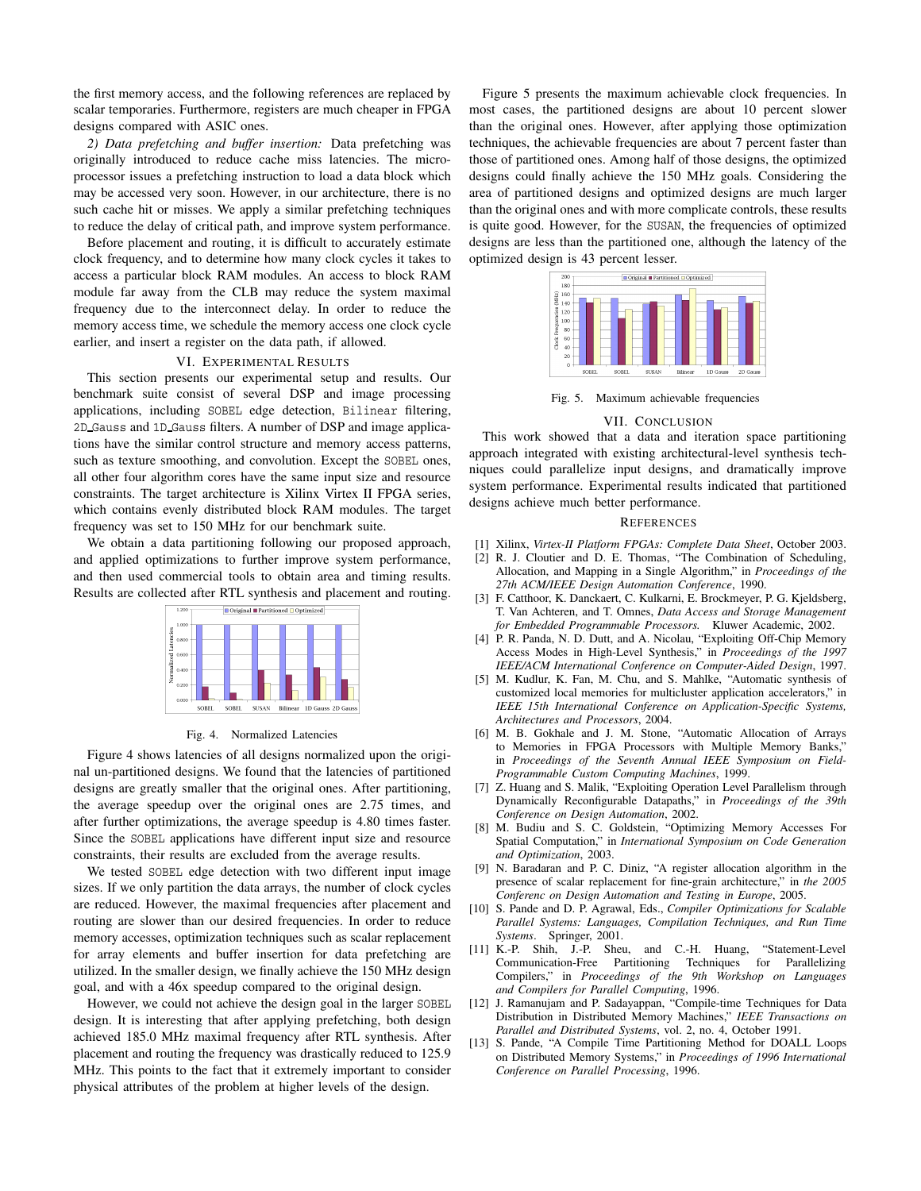the first memory access, and the following references are replaced by scalar temporaries. Furthermore, registers are much cheaper in FPGA designs compared with ASIC ones.

*2) Data prefetching and buffer insertion:* Data prefetching was originally introduced to reduce cache miss latencies. The microprocessor issues a prefetching instruction to load a data block which may be accessed very soon. However, in our architecture, there is no such cache hit or misses. We apply a similar prefetching techniques to reduce the delay of critical path, and improve system performance.

Before placement and routing, it is difficult to accurately estimate clock frequency, and to determine how many clock cycles it takes to access a particular block RAM modules. An access to block RAM module far away from the CLB may reduce the system maximal frequency due to the interconnect delay. In order to reduce the memory access time, we schedule the memory access one clock cycle earlier, and insert a register on the data path, if allowed.

## VI. Experimental Results

This section presents our experimental setup and results. Our benchmark suite consist of several DSP and image processing applications, including `SOBEL` edge detection, `Bilinear` filtering, `2D_Gauss` and `1D_Gauss` filters. A number of DSP and image applications have the similar control structure and memory access patterns, such as texture smoothing, and convolution. Except the `SOBEL` ones, all other four algorithm cores have the same input size and resource constraints. The target architecture is Xilinx Virtex II FPGA series, which contains evenly distributed block RAM modules. The target frequency was set to 150 MHz for our benchmark suite.

We obtain a data partitioning following our proposed approach, and applied optimizations to further improve system performance, and then used commercial tools to obtain area and timing results. Results are collected after RTL synthesis and placement and routing.

Original Partitioned Optimized

Normalized Latencies

1.200
1.000
0.800
0.600
0.400
0.200
0.000

SOBEL SOBEL SUSAN Bilinear 1D Gauss 2D Gauss

Fig. 4. Normalized Latencies

Figure 4 shows latencies of all designs normalized upon the original un-partitioned designs. We found that the latencies of partitioned designs are greatly smaller that the original ones. After partitioning, the average speedup over the original ones are 2.75 times, and after further optimizations, the average speedup is 4.80 times faster. Since the `SOBEL` applications have different input size and resource constraints, their results are excluded from the average results.

We tested `SOBEL` edge detection with two different input image sizes. If we only partition the data arrays, the number of clock cycles are reduced. However, the maximal frequencies after placement and routing are slower than our desired frequencies. In order to reduce memory accesses, optimization techniques such as scalar replacement for array elements and buffer insertion for data prefetching are utilized. In the smaller design, we finally achieve the 150 MHz design goal, and with a 46x speedup compared to the original design.

However, we could not achieve the design goal in the larger `SOBEL` design. It is interesting that after applying prefetching, both design achieved 185.0 MHz maximal frequency after RTL synthesis. After placement and routing the frequency was drastically reduced to 125.9 MHz. This points to the fact that it extremely important to consider physical attributes of the problem at higher levels of the design.

Figure 5 presents the maximum achievable clock frequencies. In most cases, the partitioned designs are about 10 percent slower than the original ones. However, after applying those optimization techniques, the achievable frequencies are about 7 percent faster than those of partitioned ones. Among half of those designs, the optimized designs could finally achieve the 150 MHz goals. Considering the area of partitioned designs and optimized designs are much larger than the original ones and with more complicate controls, these results is quite good. However, for the `SUSAN`, the frequencies of optimized designs are less than the partitioned one, although the latency of the optimized design is 43 percent lesser.

Original Partitioned Optimized

Clock Frequencies (MHz)

200
180
160
140
120
100
80
60
40
20
0

SOBEL SOBEL SUSAN Bilinear 1D Gauss 2D Gauss

Fig. 5. Maximum achievable frequencies

## VII. Conclusion

This work showed that a data and iteration space partitioning approach integrated with existing architectural-level synthesis techniques could parallelize input designs, and dramatically improve system performance. Experimental results indicated that partitioned designs achieve much better performance.

## References

[1] Xilinx, *Virtex-II Platform FPGAs: Complete Data Sheet*, October 2003.

[2] R. J. Cloutier and D. E. Thomas, "The Combination of Scheduling, Allocation, and Mapping in a Single Algorithm," in *Proceedings of the 27th ACM/IEEE Design Automation Conference*, 1990.

[3] F. Catthoor, K. Danckaert, C. Kulkarni, E. Brockmeyer, P. G. Kjeldsberg, T. Van Achteren, and T. Omnes, *Data Access and Storage Management for Embedded Programmable Processors.* Kluwer Academic, 2002.

[4] P. R. Panda, N. D. Dutt, and A. Nicolau, "Exploiting Off-Chip Memory Access Modes in High-Level Synthesis," in *Proceedings of the 1997 IEEE/ACM International Conference on Computer-Aided Design*, 1997.

[5] M. Kudlur, K. Fan, M. Chu, and S. Mahlke, "Automatic synthesis of customized local memories for multicluster application accelerators," in *IEEE 15th International Conference on Application-Specific Systems, Architectures and Processors*, 2004.

[6] M. B. Gokhale and J. M. Stone, "Automatic Allocation of Arrays to Memories in FPGA Processors with Multiple Memory Banks," in *Proceedings of the Seventh Annual IEEE Symposium on Field-Programmable Custom Computing Machines*, 1999.

[7] Z. Huang and S. Malik, "Exploiting Operation Level Parallelism through Dynamically Reconfigurable Datapaths," in *Proceedings of the 39th Conference on Design Automation*, 2002.

[8] M. Budiu and S. C. Goldstein, "Optimizing Memory Accesses For Spatial Computation," in *International Symposium on Code Generation and Optimization*, 2003.

[9] N. Baradaran and P. C. Diniz, "A register allocation algorithm in the presence of scalar replacement for fine-grain architecture," in *the 2005 Conferenc on Design Automation and Testing in Europe*, 2005.

[10] S. Pande and D. P. Agrawal, Eds., *Compiler Optimizations for Scalable Parallel Systems: Languages, Compilation Techniques, and Run Time Systems*. Springer, 2001.

[11] K.-P. Shih, J.-P. Sheu, and C.-H. Huang, "Statement-Level Communication-Free Partitioning Techniques for Parallelizing Compilers," in *Proceedings of the 9th Workshop on Languages and Compilers for Parallel Computing*, 1996.

[12] J. Ramanujam and P. Sadayappan, "Compile-time Techniques for Data Distribution in Distributed Memory Machines," *IEEE Transactions on Parallel and Distributed Systems*, vol. 2, no. 4, October 1991.

[13] S. Pande, "A Compile Time Partitioning Method for DOALL Loops on Distributed Memory Systems," in *Proceedings of 1996 International Conference on Parallel Processing*, 1996.